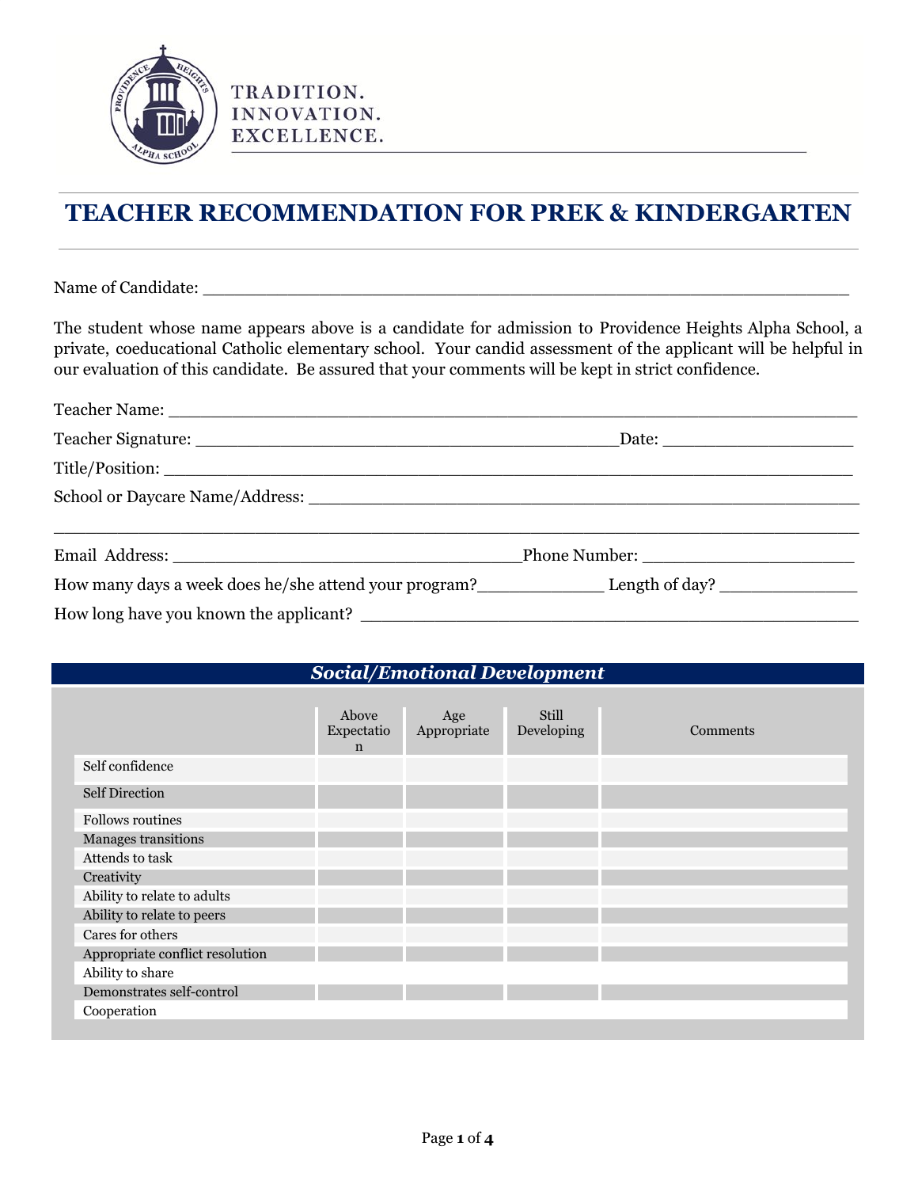TRADITION.
INNOVATION.
EXCELLENCE.

# TEACHER RECOMMENDATION FOR PREK & KINDERGARTEN

Name of Candidate: ___________________________________________________________

The student whose name appears above is a candidate for admission to Providence Heights Alpha School, a private, coeducational Catholic elementary school. Your candid assessment of the applicant will be helpful in our evaluation of this candidate. Be assured that your comments will be kept in strict confidence.

Teacher Name: ________________________________________________________________

Teacher Signature: ________________________________________Date: __________________

Title/Position: _______________________________________________________________

School or Daycare Name/Address: _______________________________________________

_____________________________________________________________________________

Email Address: ___________________________________Phone Number: _____________________

How many days a week does he/she attend your program?____________ Length of day? _____________

How long have you known the applicant? _________________________________________________

## *Social/Emotional Development*

| | Above Expectation | Age Appropriate | Still Developing | Comments |
|---|---|---|---|---|
| Self confidence | | | | |
| Self Direction | | | | |
| Follows routines | | | | |
| Manages transitions | | | | |
| Attends to task | | | | |
| Creativity | | | | |
| Ability to relate to adults | | | | |
| Ability to relate to peers | | | | |
| Cares for others | | | | |
| Appropriate conflict resolution | | | | |
| Ability to share | | | | |
| Demonstrates self-control | | | | |
| Cooperation | | | | |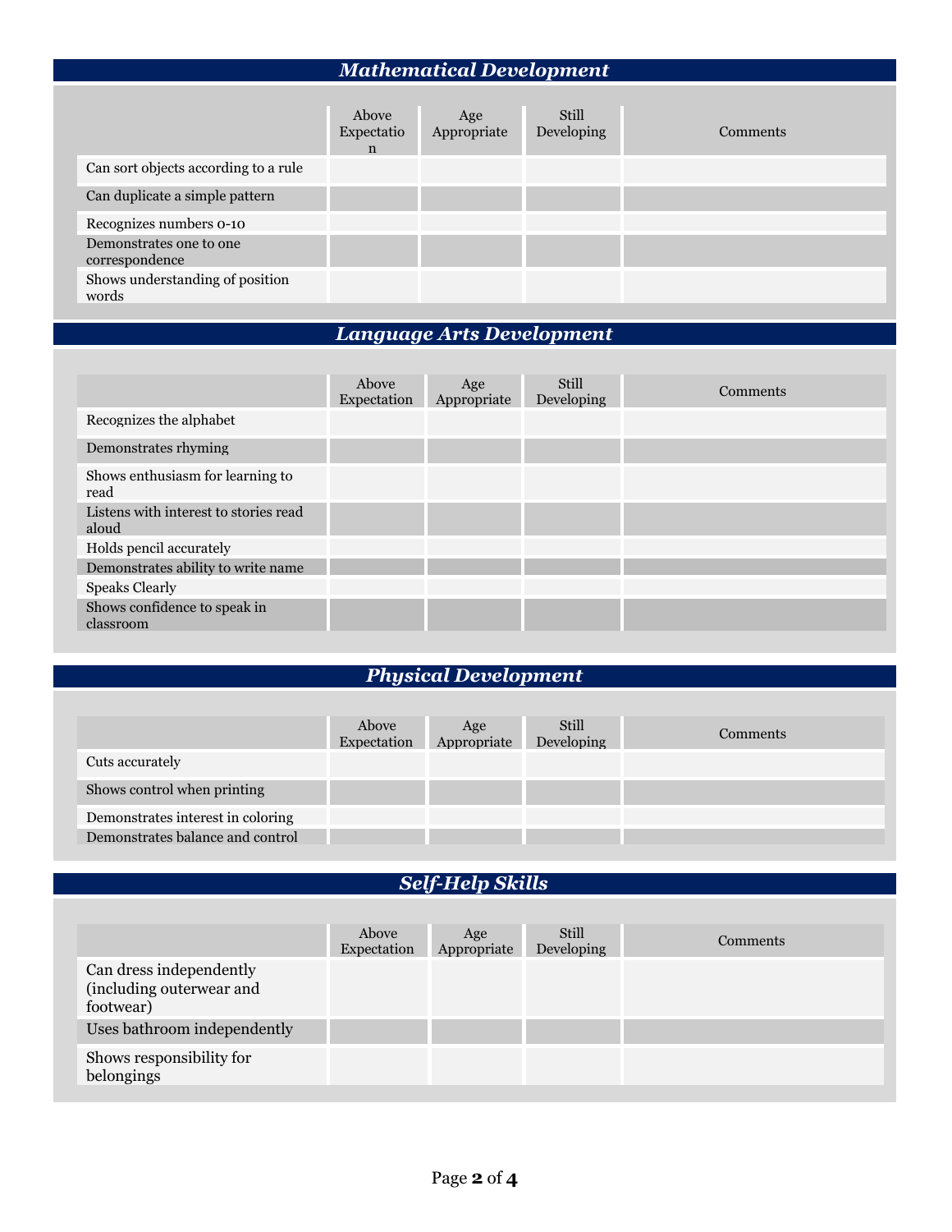## *Mathematical Development*

| | Above Expectation | Age Appropriate | Still Developing | Comments |
|---|---|---|---|---|
| Can sort objects according to a rule | | | | |
| Can duplicate a simple pattern | | | | |
| Recognizes numbers 0-10 | | | | |
| Demonstrates one to one correspondence | | | | |
| Shows understanding of position words | | | | |

## *Language Arts Development*

| | Above Expectation | Age Appropriate | Still Developing | Comments |
|---|---|---|---|---|
| Recognizes the alphabet | | | | |
| Demonstrates rhyming | | | | |
| Shows enthusiasm for learning to read | | | | |
| Listens with interest to stories read aloud | | | | |
| Holds pencil accurately | | | | |
| Demonstrates ability to write name | | | | |
| Speaks Clearly | | | | |
| Shows confidence to speak in classroom | | | | |

## *Physical Development*

| | Above Expectation | Age Appropriate | Still Developing | Comments |
|---|---|---|---|---|
| Cuts accurately | | | | |
| Shows control when printing | | | | |
| Demonstrates interest in coloring | | | | |
| Demonstrates balance and control | | | | |

## *Self-Help Skills*

| | Above Expectation | Age Appropriate | Still Developing | Comments |
|---|---|---|---|---|
| Can dress independently (including outerwear and footwear) | | | | |
| Uses bathroom independently | | | | |
| Shows responsibility for belongings | | | | |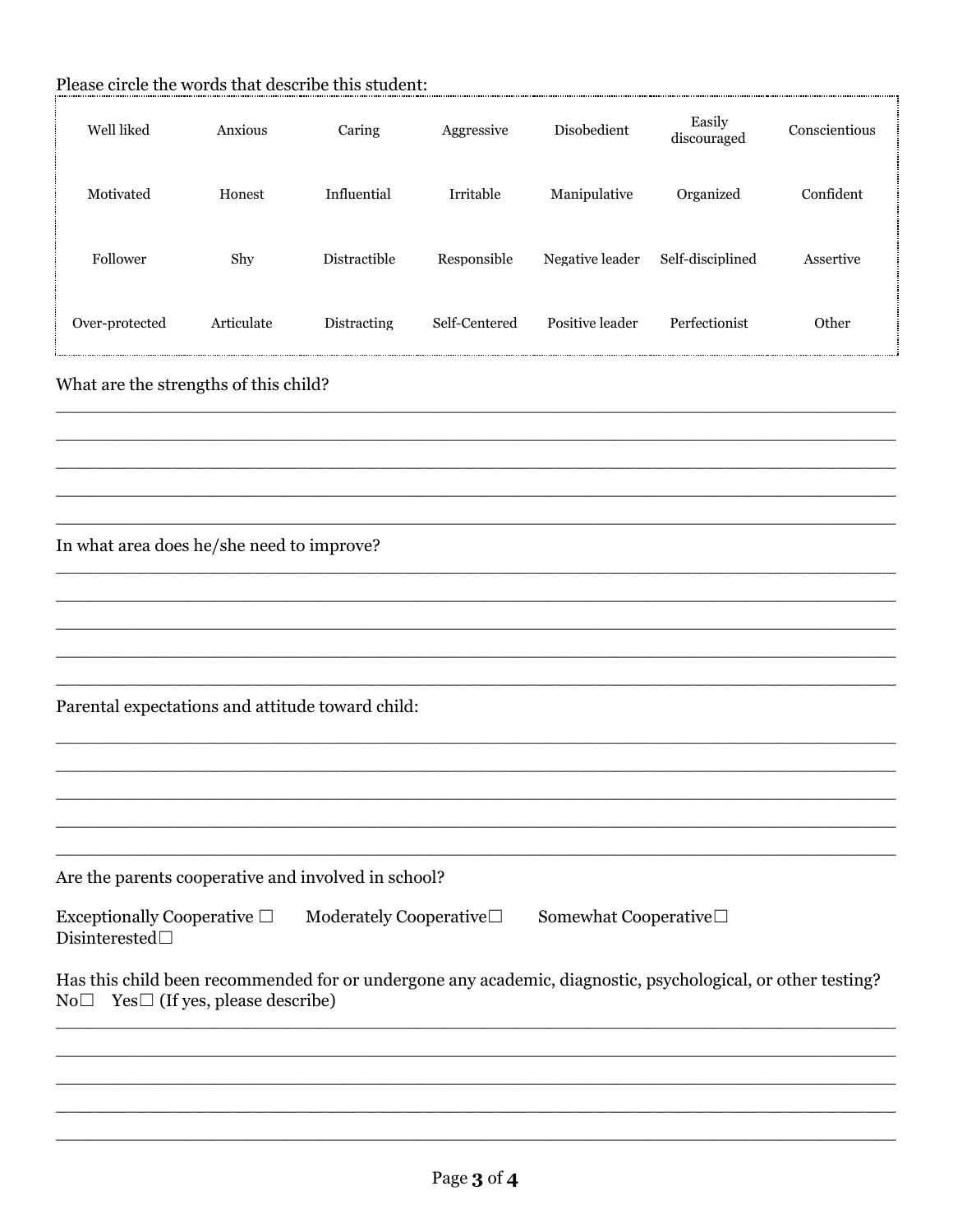Please circle the words that describe this student:

| | | | | | | |
|---|---|---|---|---|---|---|
| Well liked | Anxious | Caring | Aggressive | Disobedient | Easily discouraged | Conscientious |
| Motivated | Honest | Influential | Irritable | Manipulative | Organized | Confident |
| Follower | Shy | Distractible | Responsible | Negative leader | Self-disciplined | Assertive |
| Over-protected | Articulate | Distracting | Self-Centered | Positive leader | Perfectionist | Other |

What are the strengths of this child?

_______________________________________________________________________________

_______________________________________________________________________________

_______________________________________________________________________________

_______________________________________________________________________________

_______________________________________________________________________________

In what area does he/she need to improve?

_______________________________________________________________________________

_______________________________________________________________________________

_______________________________________________________________________________

_______________________________________________________________________________

_______________________________________________________________________________

Parental expectations and attitude toward child:

_______________________________________________________________________________

_______________________________________________________________________________

_______________________________________________________________________________

_______________________________________________________________________________

_______________________________________________________________________________

Are the parents cooperative and involved in school?

Exceptionally Cooperative ☐ Moderately Cooperative☐ Somewhat Cooperative☐ Disinterested☐

Has this child been recommended for or undergone any academic, diagnostic, psychological, or other testing?
No☐ Yes☐ (If yes, please describe)

_______________________________________________________________________________

_______________________________________________________________________________

_______________________________________________________________________________

_______________________________________________________________________________

_______________________________________________________________________________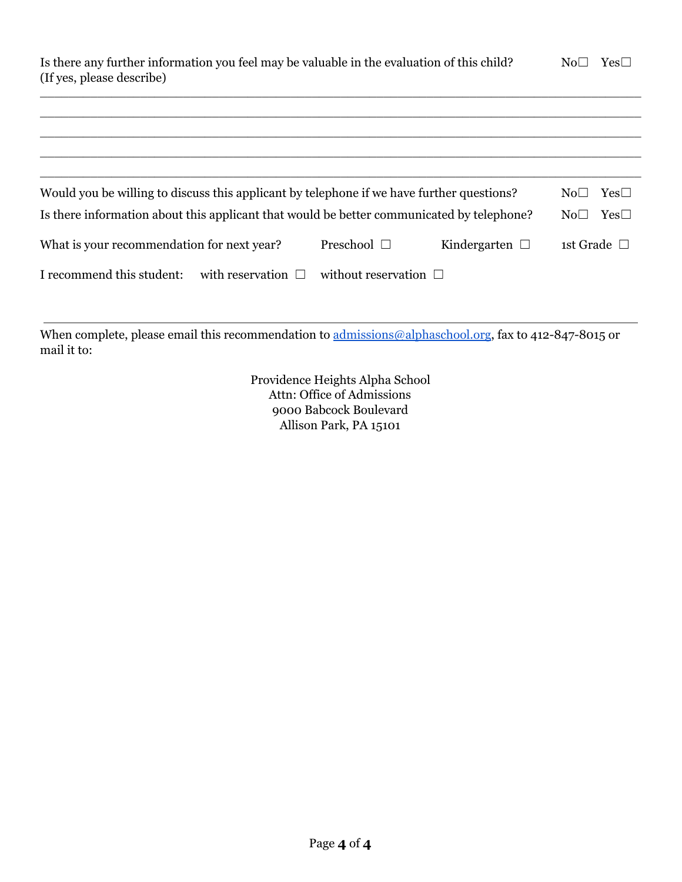Is there any further information you feel may be valuable in the evaluation of this child? No☐ Yes☐
(If yes, please describe)

______________________________________________________________________________

______________________________________________________________________________

______________________________________________________________________________

______________________________________________________________________________

______________________________________________________________________________

Would you be willing to discuss this applicant by telephone if we have further questions? No☐ Yes☐

Is there information about this applicant that would be better communicated by telephone? No☐ Yes☐

What is your recommendation for next year? Preschool ☐ Kindergarten ☐ 1st Grade ☐

I recommend this student: with reservation ☐ without reservation ☐

______________________________________________________________________________

When complete, please email this recommendation to admissions@alphaschool.org, fax to 412-847-8015 or mail it to:

Providence Heights Alpha School
Attn: Office of Admissions
9000 Babcock Boulevard
Allison Park, PA 15101